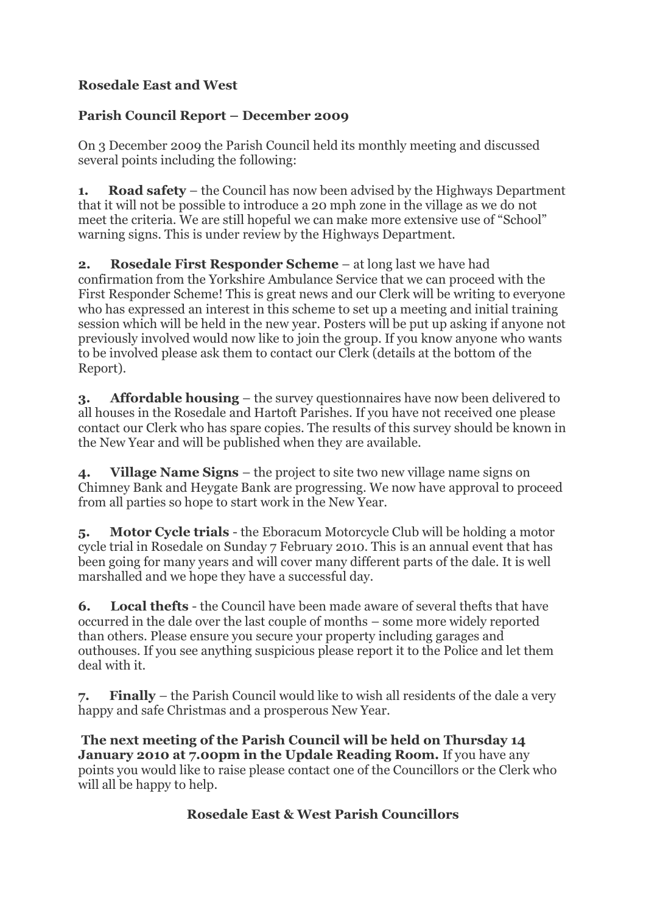**Rosedale East and West**

**Parish Council Report – December 2009**

On 3 December 2009 the Parish Council held its monthly meeting and discussed several points including the following:

**1. Road safety** – the Council has now been advised by the Highways Department that it will not be possible to introduce a 20 mph zone in the village as we do not meet the criteria. We are still hopeful we can make more extensive use of "School" warning signs. This is under review by the Highways Department.

**2. Rosedale First Responder Scheme** – at long last we have had confirmation from the Yorkshire Ambulance Service that we can proceed with the First Responder Scheme! This is great news and our Clerk will be writing to everyone who has expressed an interest in this scheme to set up a meeting and initial training session which will be held in the new year. Posters will be put up asking if anyone not previously involved would now like to join the group. If you know anyone who wants to be involved please ask them to contact our Clerk (details at the bottom of the Report).

**3. Affordable housing** – the survey questionnaires have now been delivered to all houses in the Rosedale and Hartoft Parishes. If you have not received one please contact our Clerk who has spare copies. The results of this survey should be known in the New Year and will be published when they are available.

**4. Village Name Signs** – the project to site two new village name signs on Chimney Bank and Heygate Bank are progressing. We now have approval to proceed from all parties so hope to start work in the New Year.

**5. Motor Cycle trials** - the Eboracum Motorcycle Club will be holding a motor cycle trial in Rosedale on Sunday 7 February 2010. This is an annual event that has been going for many years and will cover many different parts of the dale. It is well marshalled and we hope they have a successful day.

**6. Local thefts** - the Council have been made aware of several thefts that have occurred in the dale over the last couple of months – some more widely reported than others. Please ensure you secure your property including garages and outhouses. If you see anything suspicious please report it to the Police and let them deal with it.

**7. Finally** – the Parish Council would like to wish all residents of the dale a very happy and safe Christmas and a prosperous New Year.

**The next meeting of the Parish Council will be held on Thursday 14 January 2010 at 7.00pm in the Updale Reading Room.** If you have any points you would like to raise please contact one of the Councillors or the Clerk who will all be happy to help.

**Rosedale East & West Parish Councillors**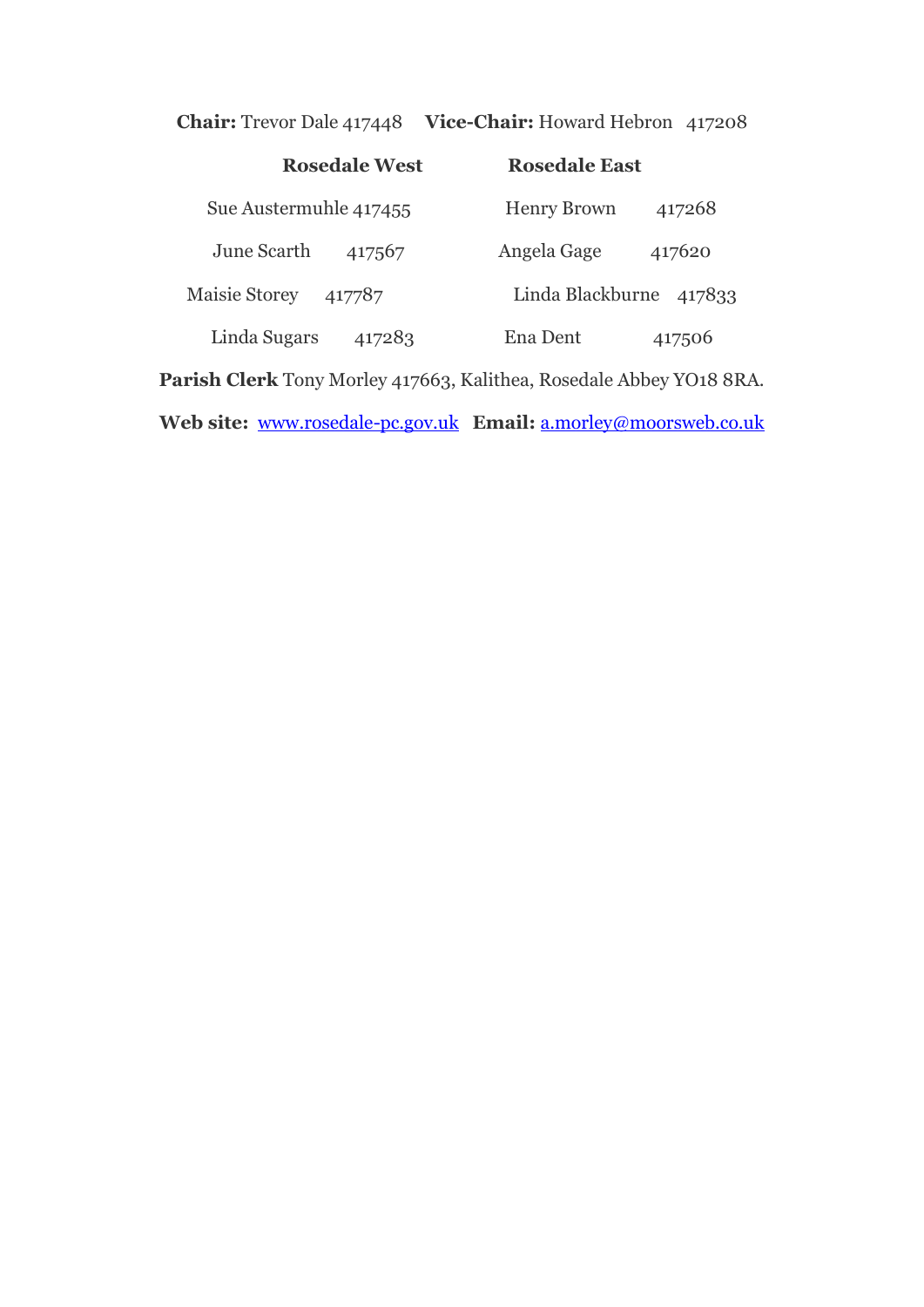**Chair:** Trevor Dale 417448 **Vice-Chair:** Howard Hebron 417208

| Rosedale West | | Rosedale East | |
|---|---|---|---|
| Sue Austermuhle | 417455 | Henry Brown | 417268 |
| June Scarth | 417567 | Angela Gage | 417620 |
| Maisie Storey | 417787 | Linda Blackburne | 417833 |
| Linda Sugars | 417283 | Ena Dent | 417506 |

**Parish Clerk** Tony Morley 417663, Kalithea, Rosedale Abbey YO18 8RA.

**Web site:** [www.rosedale-pc.gov.uk](http://www.rosedale-pc.gov.uk) **Email:** [a.morley@moorsweb.co.uk](mailto:a.morley@moorsweb.co.uk)